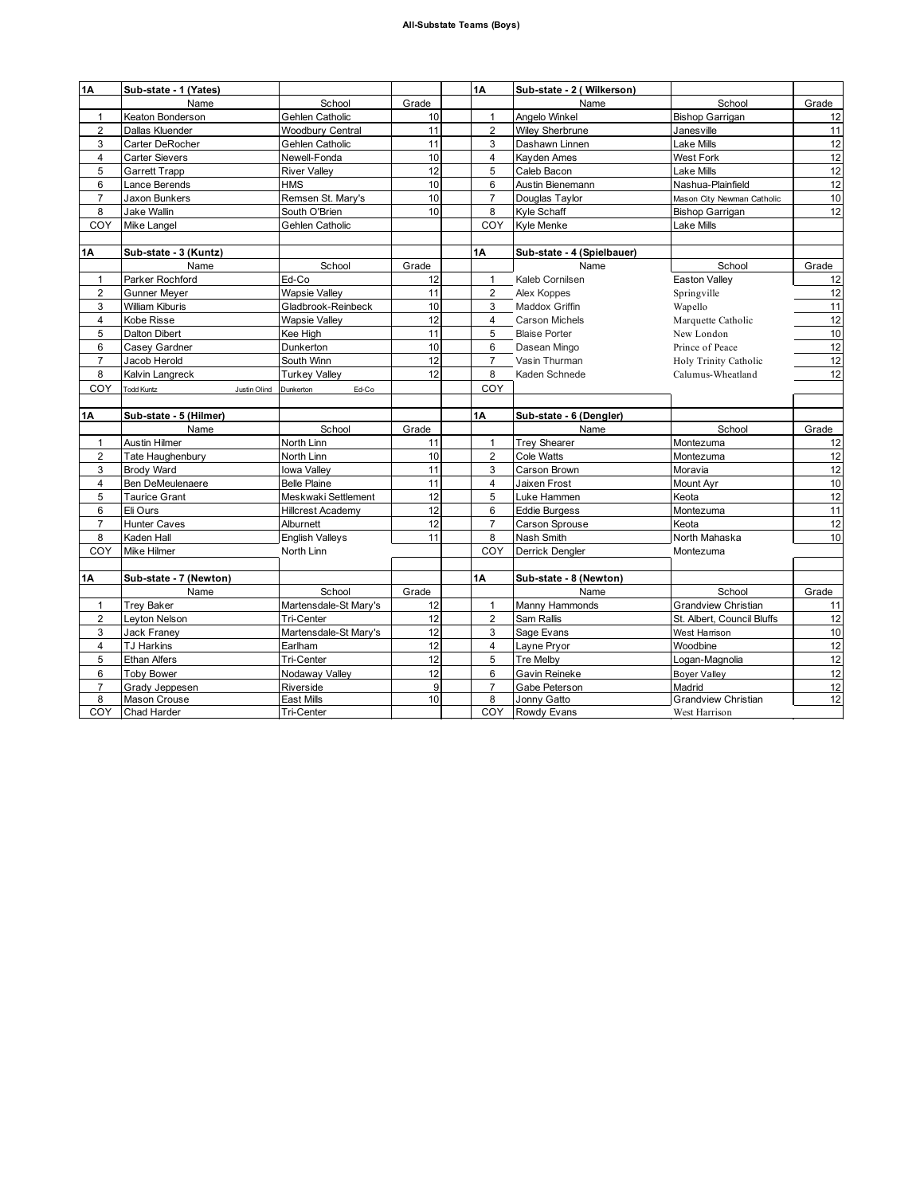# All-Substate Teams (Boys)

| 1A | Sub-state - 1 (Yates) | | |
|---|---|---|---|
| | Name | School | Grade |
| 1 | Keaton Bonderson | Gehlen Catholic | 10 |
| 2 | Dallas Kluender | Woodbury Central | 11 |
| 3 | Carter DeRocher | Gehlen Catholic | 11 |
| 4 | Carter Sievers | Newell-Fonda | 10 |
| 5 | Garrett Trapp | River Valley | 12 |
| 6 | Lance Berends | HMS | 10 |
| 7 | Jaxon Bunkers | Remsen St. Mary's | 10 |
| 8 | Jake Wallin | South O'Brien | 10 |
| COY | Mike Langel | Gehlen Catholic | |

| 1A | Sub-state - 2 ( Wilkerson) | | |
|---|---|---|---|
| | Name | School | Grade |
| 1 | Angelo Winkel | Bishop Garrigan | 12 |
| 2 | Wiley Sherbrune | Janesville | 11 |
| 3 | Dashawn Linnen | Lake Mills | 12 |
| 4 | Kayden Ames | West Fork | 12 |
| 5 | Caleb Bacon | Lake Mills | 12 |
| 6 | Austin Bienemann | Nashua-Plainfield | 12 |
| 7 | Douglas Taylor | Mason City Newman Catholic | 10 |
| 8 | Kyle Schaff | Bishop Garrigan | 12 |
| COY | Kyle Menke | Lake Mills | |

| 1A | Sub-state - 3 (Kuntz) | | |
|---|---|---|---|
| | Name | School | Grade |
| 1 | Parker Rochford | Ed-Co | 12 |
| 2 | Gunner Meyer | Wapsie Valley | 11 |
| 3 | William Kiburis | Gladbrook-Reinbeck | 10 |
| 4 | Kobe Risse | Wapsie Valley | 12 |
| 5 | Dalton Dibert | Kee High | 11 |
| 6 | Casey Gardner | Dunkerton | 10 |
| 7 | Jacob Herold | South Winn | 12 |
| 8 | Kalvin Langreck | Turkey Valley | 12 |
| COY | Todd Kuntz / Justin Olind | Dunkerton / Ed-Co | |

| 1A | Sub-state - 4 (Spielbauer) | | |
|---|---|---|---|
| | Name | School | Grade |
| 1 | Kaleb Cornilsen | Easton Valley | 12 |
| 2 | Alex Koppes | Springville | 12 |
| 3 | Maddox Griffin | Wapello | 11 |
| 4 | Carson Michels | Marquette Catholic | 12 |
| 5 | Blaise Porter | New London | 10 |
| 6 | Dasean Mingo | Prince of Peace | 12 |
| 7 | Vasin Thurman | Holy Trinity Catholic | 12 |
| 8 | Kaden Schnede | Calumus-Wheatland | 12 |
| COY | | | |

| 1A | Sub-state - 5 (Hilmer) | | |
|---|---|---|---|
| | Name | School | Grade |
| 1 | Austin Hilmer | North Linn | 11 |
| 2 | Tate Haughenbury | North Linn | 10 |
| 3 | Brody Ward | Iowa Valley | 11 |
| 4 | Ben DeMeulenaere | Belle Plaine | 11 |
| 5 | Taurice Grant | Meskwaki Settlement | 12 |
| 6 | Eli Ours | Hillcrest Academy | 12 |
| 7 | Hunter Caves | Alburnett | 12 |
| 8 | Kaden Hall | English Valleys | 11 |
| COY | Mike Hilmer | North Linn | |

| 1A | Sub-state - 6 (Dengler) | | |
|---|---|---|---|
| | Name | School | Grade |
| 1 | Trey Shearer | Montezuma | 12 |
| 2 | Cole Watts | Montezuma | 12 |
| 3 | Carson Brown | Moravia | 12 |
| 4 | Jaixen Frost | Mount Ayr | 10 |
| 5 | Luke Hammen | Keota | 12 |
| 6 | Eddie Burgess | Montezuma | 11 |
| 7 | Carson Sprouse | Keota | 12 |
| 8 | Nash Smith | North Mahaska | 10 |
| COY | Derrick Dengler | Montezuma | |

| 1A | Sub-state - 7 (Newton) | | |
|---|---|---|---|
| | Name | School | Grade |
| 1 | Trey Baker | Martensdale-St Mary's | 12 |
| 2 | Leyton Nelson | Tri-Center | 12 |
| 3 | Jack Franey | Martensdale-St Mary's | 12 |
| 4 | TJ Harkins | Earlham | 12 |
| 5 | Ethan Alfers | Tri-Center | 12 |
| 6 | Toby Bower | Nodaway Valley | 12 |
| 7 | Grady Jeppesen | Riverside | 9 |
| 8 | Mason Crouse | East Mills | 10 |
| COY | Chad Harder | Tri-Center | |

| 1A | Sub-state - 8 (Newton) | | |
|---|---|---|---|
| | Name | School | Grade |
| 1 | Manny Hammonds | Grandview Christian | 11 |
| 2 | Sam Rallis | St. Albert, Council Bluffs | 12 |
| 3 | Sage Evans | West Harrison | 10 |
| 4 | Layne Pryor | Woodbine | 12 |
| 5 | Tre Melby | Logan-Magnolia | 12 |
| 6 | Gavin Reineke | Boyer Valley | 12 |
| 7 | Gabe Peterson | Madrid | 12 |
| 8 | Jonny Gatto | Grandview Christian | 12 |
| COY | Rowdy Evans | West Harrison | |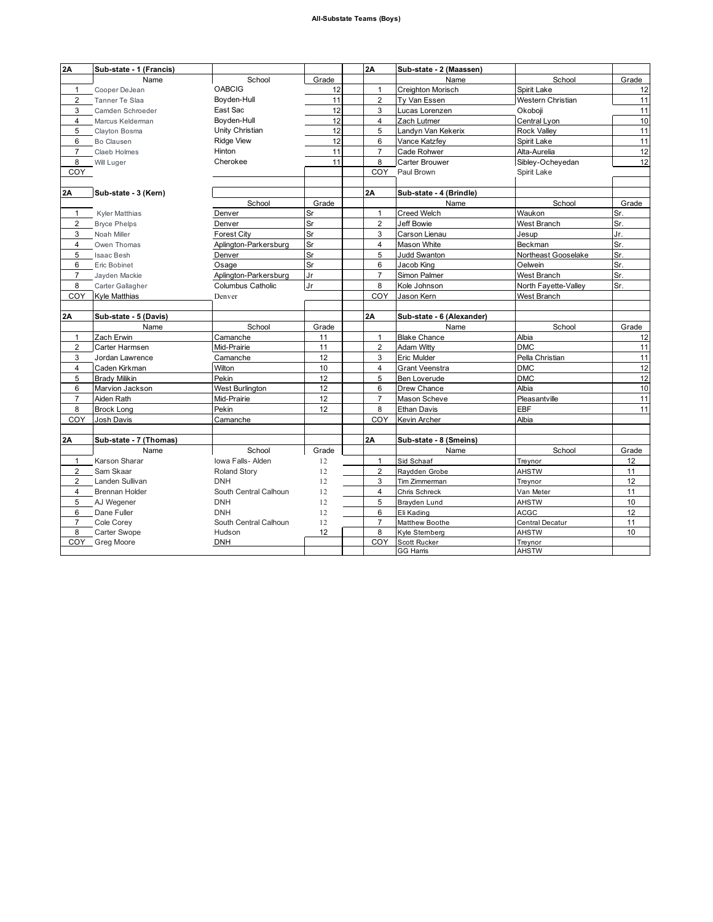# All-Substate Teams (Boys)

| 2A | Sub-state - 1 (Francis) | | |
|---|---|---|---|
| | Name | School | Grade |
| 1 | Cooper DeJean | OABCIG | 12 |
| 2 | Tanner Te Slaa | Boyden-Hull | 11 |
| 3 | Camden Schroeder | East Sac | 12 |
| 4 | Marcus Kelderman | Boyden-Hull | 12 |
| 5 | Clayton Bosma | Unity Christian | 12 |
| 6 | Bo Clausen | Ridge View | 12 |
| 7 | Claeb Holmes | Hinton | 11 |
| 8 | Will Luger | Cherokee | 11 |
| COY | | | |

| 2A | Sub-state - 2 (Maassen) | | |
|---|---|---|---|
| | Name | School | Grade |
| 1 | Creighton Morisch | Spirit Lake | 12 |
| 2 | Ty Van Essen | Western Christian | 11 |
| 3 | Lucas Lorenzen | Okoboji | 11 |
| 4 | Zach Lutmer | Central Lyon | 10 |
| 5 | Landyn Van Kekerix | Rock Valley | 11 |
| 6 | Vance Katzfey | Spirit Lake | 11 |
| 7 | Cade Rohwer | Alta-Aurelia | 12 |
| 8 | Carter Brouwer | Sibley-Ocheyedan | 12 |
| COY | Paul Brown | Spirit Lake | |

| 2A | Sub-state - 3 (Kern) | | |
|---|---|---|---|
| | | School | Grade |
| 1 | Kyler Matthias | Denver | Sr |
| 2 | Bryce Phelps | Denver | Sr |
| 3 | Noah Miller | Forest City | Sr |
| 4 | Owen Thomas | Aplington-Parkersburg | Sr |
| 5 | Isaac Besh | Denver | Sr |
| 6 | Eric Bobinet | Osage | Sr |
| 7 | Jayden Mackie | Aplington-Parkersburg | Jr |
| 8 | Carter Gallagher | Columbus Catholic | Jr |
| COY | Kyle Matthias | Denver | |

| 2A | Sub-state - 4 (Brindle) | | |
|---|---|---|---|
| | Name | School | Grade |
| 1 | Creed Welch | Waukon | Sr. |
| 2 | Jeff Bowie | West Branch | Sr. |
| 3 | Carson Lienau | Jesup | Jr. |
| 4 | Mason White | Beckman | Sr. |
| 5 | Judd Swanton | Northeast Gooselake | Sr. |
| 6 | Jacob King | Oelwein | Sr. |
| 7 | Simon Palmer | West Branch | Sr. |
| 8 | Kole Johnson | North Fayette-Valley | Sr. |
| COY | Jason Kern | West Branch | |

| 2A | Sub-state - 5 (Davis) | | |
|---|---|---|---|
| | Name | School | Grade |
| 1 | Zach Erwin | Camanche | 11 |
| 2 | Carter Harmsen | Mid-Prairie | 11 |
| 3 | Jordan Lawrence | Camanche | 12 |
| 4 | Caden Kirkman | Wilton | 10 |
| 5 | Brady Milikin | Pekin | 12 |
| 6 | Marvion Jackson | West Burlington | 12 |
| 7 | Aiden Rath | Mid-Prairie | 12 |
| 8 | Brock Long | Pekin | 12 |
| COY | Josh Davis | Camanche | |

| 2A | Sub-state - 6 (Alexander) | | |
|---|---|---|---|
| | Name | School | Grade |
| 1 | Blake Chance | Albia | 12 |
| 2 | Adam Witty | DMC | 11 |
| 3 | Eric Mulder | Pella Christian | 11 |
| 4 | Grant Veenstra | DMC | 12 |
| 5 | Ben Loverude | DMC | 12 |
| 6 | Drew Chance | Albia | 10 |
| 7 | Mason Scheve | Pleasantville | 11 |
| 8 | Ethan Davis | EBF | 11 |
| COY | Kevin Archer | Albia | |

| 2A | Sub-state - 7 (Thomas) | | |
|---|---|---|---|
| | Name | School | Grade |
| 1 | Karson Sharar | Iowa Falls- Alden | 12 |
| 2 | Sam Skaar | Roland Story | 12 |
| 2 | Landen Sullivan | DNH | 12 |
| 4 | Brennan Holder | South Central Calhoun | 12 |
| 5 | AJ Wegener | DNH | 12 |
| 6 | Dane Fuller | DNH | 12 |
| 7 | Cole Corey | South Central Calhoun | 12 |
| 8 | Carter Swope | Hudson | 12 |
| COY | Greg Moore | DNH | |

| 2A | Sub-state - 8 (Smeins) | | |
|---|---|---|---|
| | Name | School | Grade |
| 1 | Sid Schaaf | Treynor | 12 |
| 2 | Raydden Grobe | AHSTW | 11 |
| 3 | Tim Zimmerman | Treynor | 12 |
| 4 | Chris Schreck | Van Meter | 11 |
| 5 | Brayden Lund | AHSTW | 10 |
| 6 | Eli Kading | ACGC | 12 |
| 7 | Matthew Boothe | Central Decatur | 11 |
| 8 | Kyle Sternberg | AHSTW | 10 |
| COY | Scott Rucker | Treynor | |
| | GG Harris | AHSTW | |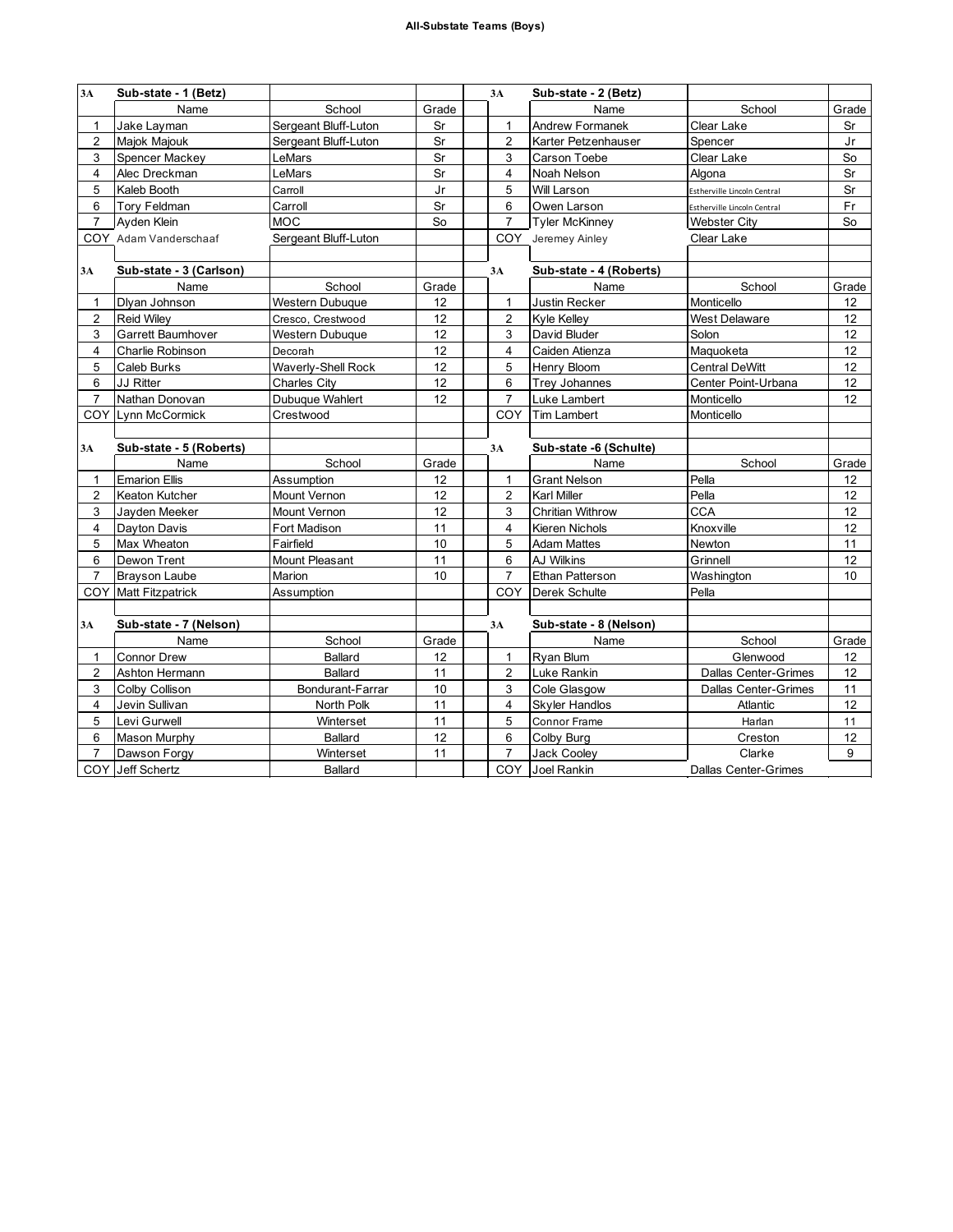# All-Substate Teams (Boys)

| 3A | Sub-state - 1 (Betz) | | |
|---|---|---|---|
| | Name | School | Grade |
| 1 | Jake Layman | Sergeant Bluff-Luton | Sr |
| 2 | Majok Majouk | Sergeant Bluff-Luton | Sr |
| 3 | Spencer Mackey | LeMars | Sr |
| 4 | Alec Dreckman | LeMars | Sr |
| 5 | Kaleb Booth | Carroll | Jr |
| 6 | Tory Feldman | Carroll | Sr |
| 7 | Ayden Klein | MOC | So |
| COY | Adam Vanderschaaf | Sergeant Bluff-Luton | |

| 3A | Sub-state - 2 (Betz) | | |
|---|---|---|---|
| | Name | School | Grade |
| 1 | Andrew Formanek | Clear Lake | Sr |
| 2 | Karter Petzenhauser | Spencer | Jr |
| 3 | Carson Toebe | Clear Lake | So |
| 4 | Noah Nelson | Algona | Sr |
| 5 | Will Larson | Estherville Lincoln Central | Sr |
| 6 | Owen Larson | Estherville Lincoln Central | Fr |
| 7 | Tyler McKinney | Webster City | So |
| COY | Jeremey Ainley | Clear Lake | |

| 3A | Sub-state - 3 (Carlson) | | |
|---|---|---|---|
| | Name | School | Grade |
| 1 | Dlyan Johnson | Western Dubuque | 12 |
| 2 | Reid Wiley | Cresco, Crestwood | 12 |
| 3 | Garrett Baumhover | Western Dubuque | 12 |
| 4 | Charlie Robinson | Decorah | 12 |
| 5 | Caleb Burks | Waverly-Shell Rock | 12 |
| 6 | JJ Ritter | Charles City | 12 |
| 7 | Nathan Donovan | Dubuque Wahlert | 12 |
| COY | Lynn McCormick | Crestwood | |

| 3A | Sub-state - 4 (Roberts) | | |
|---|---|---|---|
| | Name | School | Grade |
| 1 | Justin Recker | Monticello | 12 |
| 2 | Kyle Kelley | West Delaware | 12 |
| 3 | David Bluder | Solon | 12 |
| 4 | Caiden Atienza | Maquoketa | 12 |
| 5 | Henry Bloom | Central DeWitt | 12 |
| 6 | Trey Johannes | Center Point-Urbana | 12 |
| 7 | Luke Lambert | Monticello | 12 |
| COY | Tim Lambert | Monticello | |

| 3A | Sub-state - 5 (Roberts) | | |
|---|---|---|---|
| | Name | School | Grade |
| 1 | Emarion Ellis | Assumption | 12 |
| 2 | Keaton Kutcher | Mount Vernon | 12 |
| 3 | Jayden Meeker | Mount Vernon | 12 |
| 4 | Dayton Davis | Fort Madison | 11 |
| 5 | Max Wheaton | Fairfield | 10 |
| 6 | Dewon Trent | Mount Pleasant | 11 |
| 7 | Brayson Laube | Marion | 10 |
| COY | Matt Fitzpatrick | Assumption | |

| 3A | Sub-state -6 (Schulte) | | |
|---|---|---|---|
| | Name | School | Grade |
| 1 | Grant Nelson | Pella | 12 |
| 2 | Karl Miller | Pella | 12 |
| 3 | Chritian Withrow | CCA | 12 |
| 4 | Kieren Nichols | Knoxville | 12 |
| 5 | Adam Mattes | Newton | 11 |
| 6 | AJ Wilkins | Grinnell | 12 |
| 7 | Ethan Patterson | Washington | 10 |
| COY | Derek Schulte | Pella | |

| 3A | Sub-state - 7 (Nelson) | | |
|---|---|---|---|
| | Name | School | Grade |
| 1 | Connor Drew | Ballard | 12 |
| 2 | Ashton Hermann | Ballard | 11 |
| 3 | Colby Collison | Bondurant-Farrar | 10 |
| 4 | Jevin Sullivan | North Polk | 11 |
| 5 | Levi Gurwell | Winterset | 11 |
| 6 | Mason Murphy | Ballard | 12 |
| 7 | Dawson Forgy | Winterset | 11 |
| COY | Jeff Schertz | Ballard | |

| 3A | Sub-state - 8 (Nelson) | | |
|---|---|---|---|
| | Name | School | Grade |
| 1 | Ryan Blum | Glenwood | 12 |
| 2 | Luke Rankin | Dallas Center-Grimes | 12 |
| 3 | Cole Glasgow | Dallas Center-Grimes | 11 |
| 4 | Skyler Handlos | Atlantic | 12 |
| 5 | Connor Frame | Harlan | 11 |
| 6 | Colby Burg | Creston | 12 |
| 7 | Jack Cooley | Clarke | 9 |
| COY | Joel Rankin | Dallas Center-Grimes | |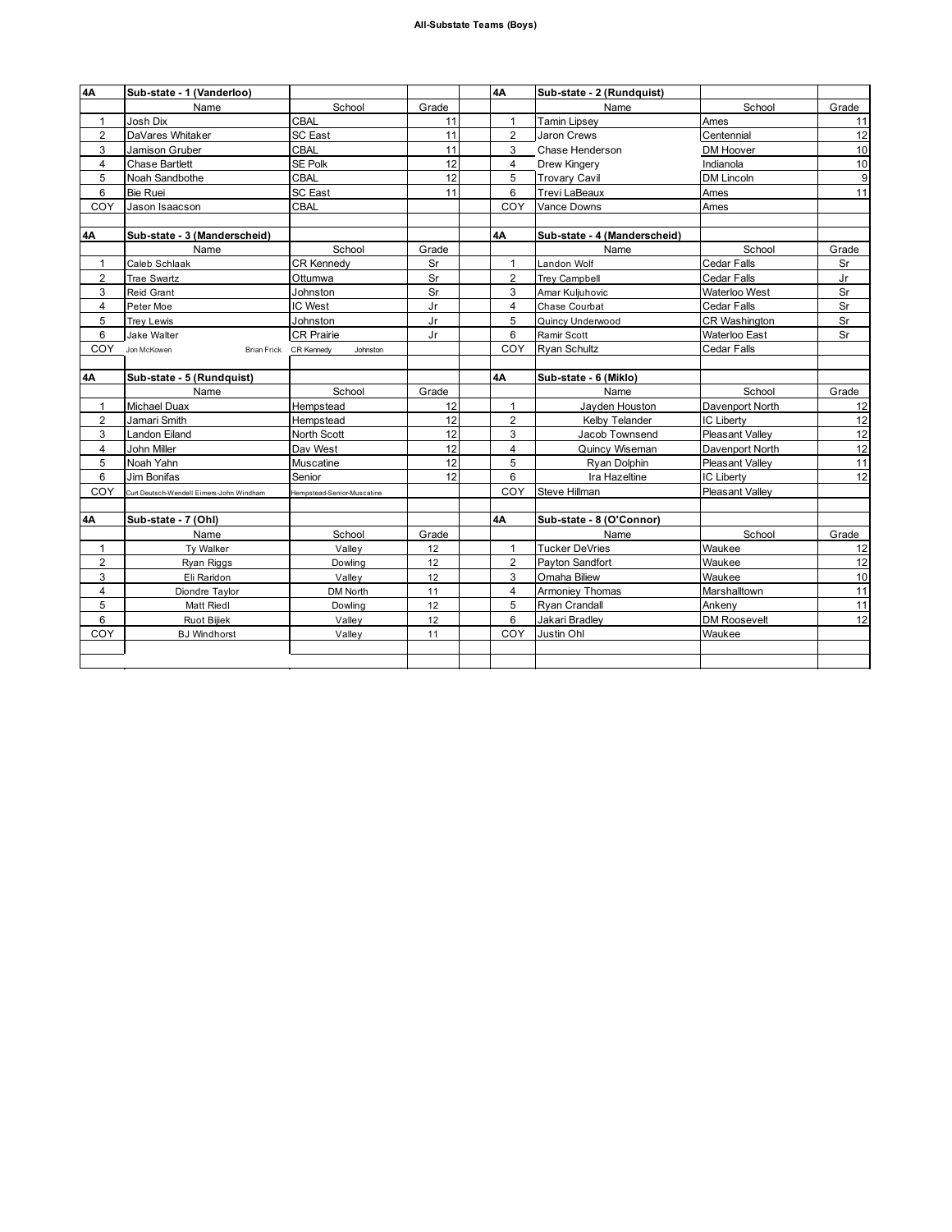# All-Substate Teams (Boys)

| 4A | Sub-state - 1 (Vanderloo) | | |
|---|---|---|---|
| | Name | School | Grade |
| 1 | Josh Dix | CBAL | 11 |
| 2 | DaVares Whitaker | SC East | 11 |
| 3 | Jamison Gruber | CBAL | 11 |
| 4 | Chase Bartlett | SE Polk | 12 |
| 5 | Noah Sandbothe | CBAL | 12 |
| 6 | Bie Ruei | SC East | 11 |
| COY | Jason Isaacson | CBAL | |

| 4A | Sub-state - 2 (Rundquist) | | |
|---|---|---|---|
| | Name | School | Grade |
| 1 | Tamin Lipsey | Ames | 11 |
| 2 | Jaron Crews | Centennial | 12 |
| 3 | Chase Henderson | DM Hoover | 10 |
| 4 | Drew Kingery | Indianola | 10 |
| 5 | Trovary Cavil | DM Lincoln | 9 |
| 6 | Trevi LaBeaux | Ames | 11 |
| COY | Vance Downs | Ames | |

| 4A | Sub-state - 3 (Manderscheid) | | |
|---|---|---|---|
| | Name | School | Grade |
| 1 | Caleb Schlaak | CR Kennedy | Sr |
| 2 | Trae Swartz | Ottumwa | Sr |
| 3 | Reid Grant | Johnston | Sr |
| 4 | Peter Moe | IC West | Jr |
| 5 | Trey Lewis | Johnston | Jr |
| 6 | Jake Walter | CR Prairie | Jr |
| COY | Jon McKowen Brian Frick | CR Kennedy Johnston | |

| 4A | Sub-state - 4 (Manderscheid) | | |
|---|---|---|---|
| | Name | School | Grade |
| 1 | Landon Wolf | Cedar Falls | Sr |
| 2 | Trey Campbell | Cedar Falls | Jr |
| 3 | Amar Kuljuhovic | Waterloo West | Sr |
| 4 | Chase Courbat | Cedar Falls | Sr |
| 5 | Quincy Underwood | CR Washington | Sr |
| 6 | Ramir Scott | Waterloo East | Sr |
| COY | Ryan Schultz | Cedar Falls | |

| 4A | Sub-state - 5 (Rundquist) | | |
|---|---|---|---|
| | Name | School | Grade |
| 1 | Michael Duax | Hempstead | 12 |
| 2 | Jamari Smith | Hempstead | 12 |
| 3 | Landon Eiland | North Scott | 12 |
| 4 | John Miller | Dav West | 12 |
| 5 | Noah Yahn | Muscatine | 12 |
| 6 | Jim Bonifas | Senior | 12 |
| COY | Curt Deutsch-Wendell Eimers-John Windham | Hempstead-Senior-Muscatine | |

| 4A | Sub-state - 6 (Miklo) | | |
|---|---|---|---|
| | Name | School | Grade |
| 1 | Jayden Houston | Davenport North | 12 |
| 2 | Kelby Telander | IC Liberty | 12 |
| 3 | Jacob Townsend | Pleasant Valley | 12 |
| 4 | Quincy Wiseman | Davenport North | 12 |
| 5 | Ryan Dolphin | Pleasant Valley | 11 |
| 6 | Ira Hazeltine | IC Liberty | 12 |
| COY | Steve Hillman | Pleasant Valley | |

| 4A | Sub-state - 7 (Ohl) | | |
|---|---|---|---|
| | Name | School | Grade |
| 1 | Ty Walker | Valley | 12 |
| 2 | Ryan Riggs | Dowling | 12 |
| 3 | Eli Raridon | Valley | 12 |
| 4 | Diondre Taylor | DM North | 11 |
| 5 | Matt Riedl | Dowling | 12 |
| 6 | Ruot Bijiek | Valley | 12 |
| COY | BJ Windhorst | Valley | 11 |

| 4A | Sub-state - 8 (O'Connor) | | |
|---|---|---|---|
| | Name | School | Grade |
| 1 | Tucker DeVries | Waukee | 12 |
| 2 | Payton Sandfort | Waukee | 12 |
| 3 | Omaha Biliew | Waukee | 10 |
| 4 | Armoniey Thomas | Marshalltown | 11 |
| 5 | Ryan Crandall | Ankeny | 11 |
| 6 | Jakari Bradley | DM Roosevelt | 12 |
| COY | Justin Ohl | Waukee | |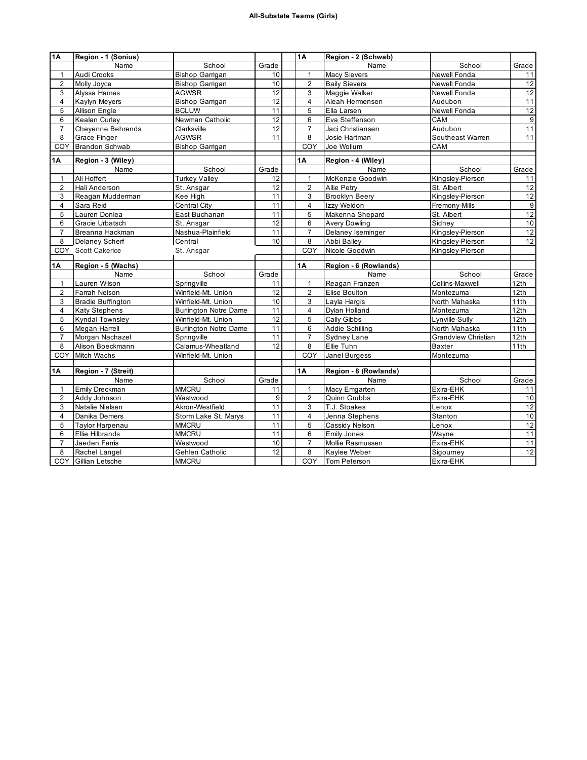# All-Substate Teams (Girls)

| 1A | Region - 1 (Sonius) | | |
|---|---|---|---|
| | Name | School | Grade |
| 1 | Audi Crooks | Bishop Garrigan | 10 |
| 2 | Molly Joyce | Bishop Garrigan | 10 |
| 3 | Alyssa Hames | AGWSR | 12 |
| 4 | Kaylyn Meyers | Bishop Garrigan | 12 |
| 5 | Allison Engle | BCLUW | 11 |
| 6 | Kealan Curley | Newman Catholic | 12 |
| 7 | Cheyenne Behrends | Clarksville | 12 |
| 8 | Grace Finger | AGWSR | 11 |
| COY | Brandon Schwab | Bishop Garrigan | |

| 1A | Region - 2 (Schwab) | | |
|---|---|---|---|
| | Name | School | Grade |
| 1 | Macy Sievers | Newell Fonda | 11 |
| 2 | Baily Sievers | Newell Fonda | 12 |
| 3 | Maggie Walker | Newell Fonda | 12 |
| 4 | Aleah Hermensen | Audubon | 11 |
| 5 | Ella Larsen | Newell Fonda | 12 |
| 6 | Eva Steffenson | CAM | 9 |
| 7 | Jaci Christiansen | Audubon | 11 |
| 8 | Josie Hartman | Southeast Warren | 11 |
| COY | Joe Wollum | CAM | |

| 1A | Region - 3 (Wiley) | | |
|---|---|---|---|
| | Name | School | Grade |
| 1 | Ali Hoffert | Turkey Valley | 12 |
| 2 | Hali Anderson | St. Ansgar | 12 |
| 3 | Reagan Mudderman | Kee High | 11 |
| 4 | Sara Reid | Central City | 11 |
| 5 | Lauren Donlea | East Buchanan | 11 |
| 6 | Gracie Urbatsch | St. Ansgar | 12 |
| 7 | Breanna Hackman | Nashua-Plainfield | 11 |
| 8 | Delaney Scherf | Central | 10 |
| COY | Scott Cakerice | St. Ansgar | |

| 1A | Region - 4 (Wiley) | | |
|---|---|---|---|
| | Name | School | Grade |
| 1 | McKenzie Goodwin | Kingsley-Pierson | 11 |
| 2 | Allie Petry | St. Albert | 12 |
| 3 | Brooklyn Beery | Kingsley-Pierson | 12 |
| 4 | Izzy Weldon | Fremony-Mills | 9 |
| 5 | Makenna Shepard | St. Albert | 12 |
| 6 | Avery Dowling | Sidney | 10 |
| 7 | Delaney Iseminger | Kingsley-Pierson | 12 |
| 8 | Abbi Bailey | Kingsley-Pierson | 12 |
| COY | Nicole Goodwin | Kingsley-Pierson | |

| 1A | Region - 5 (Wachs) | | |
|---|---|---|---|
| | Name | School | Grade |
| 1 | Lauren Wilson | Springville | 11 |
| 2 | Farrah Nelson | Winfield-Mt. Union | 12 |
| 3 | Bradie Buffington | Winfield-Mt. Union | 10 |
| 4 | Katy Stephens | Burlington Notre Dame | 11 |
| 5 | Kyndal Townsley | Winfield-Mt. Union | 12 |
| 6 | Megan Harrell | Burlington Notre Dame | 11 |
| 7 | Morgan Nachazel | Springville | 11 |
| 8 | Alison Boeckmann | Calamus-Wheatland | 12 |
| COY | Mitch Wachs | Winfield-Mt. Union | |

| 1A | Region - 6 (Rowlands) | | |
|---|---|---|---|
| | Name | School | Grade |
| 1 | Reagan Franzen | Collins-Maxwell | 12th |
| 2 | Elise Boulton | Montezuma | 12th |
| 3 | Layla Hargis | North Mahaska | 11th |
| 4 | Dylan Holland | Montezuma | 12th |
| 5 | Cally Gibbs | Lynville-Sully | 12th |
| 6 | Addie Schilling | North Mahaska | 11th |
| 7 | Sydney Lane | Grandview Christian | 12th |
| 8 | Ellie Tuhn | Baxter | 11th |
| COY | Janel Burgess | Montezuma | |

| 1A | Region - 7 (Streit) | | |
|---|---|---|---|
| | Name | School | Grade |
| 1 | Emily Dreckman | MMCRU | 11 |
| 2 | Addy Johnson | Westwood | 9 |
| 3 | Natalie Nielsen | Akron-Westfield | 11 |
| 4 | Danika Demers | Storm Lake St. Marys | 11 |
| 5 | Taylor Harpenau | MMCRU | 11 |
| 6 | Ellie Hilbrands | MMCRU | 11 |
| 7 | Jaeden Ferris | Westwood | 10 |
| 8 | Rachel Langel | Gehlen Catholic | 12 |
| COY | Gillian Letsche | MMCRU | |

| 1A | Region - 8 (Rowlands) | | |
|---|---|---|---|
| | Name | School | Grade |
| 1 | Macy Emgarten | Exira-EHK | 11 |
| 2 | Quinn Grubbs | Exira-EHK | 10 |
| 3 | T.J. Stoakes | Lenox | 12 |
| 4 | Jenna Stephens | Stanton | 10 |
| 5 | Cassidy Nelson | Lenox | 12 |
| 6 | Emily Jones | Wayne | 11 |
| 7 | Mollie Rasmussen | Exira-EHK | 11 |
| 8 | Kaylee Weber | Sigourney | 12 |
| COY | Tom Peterson | Exira-EHK | |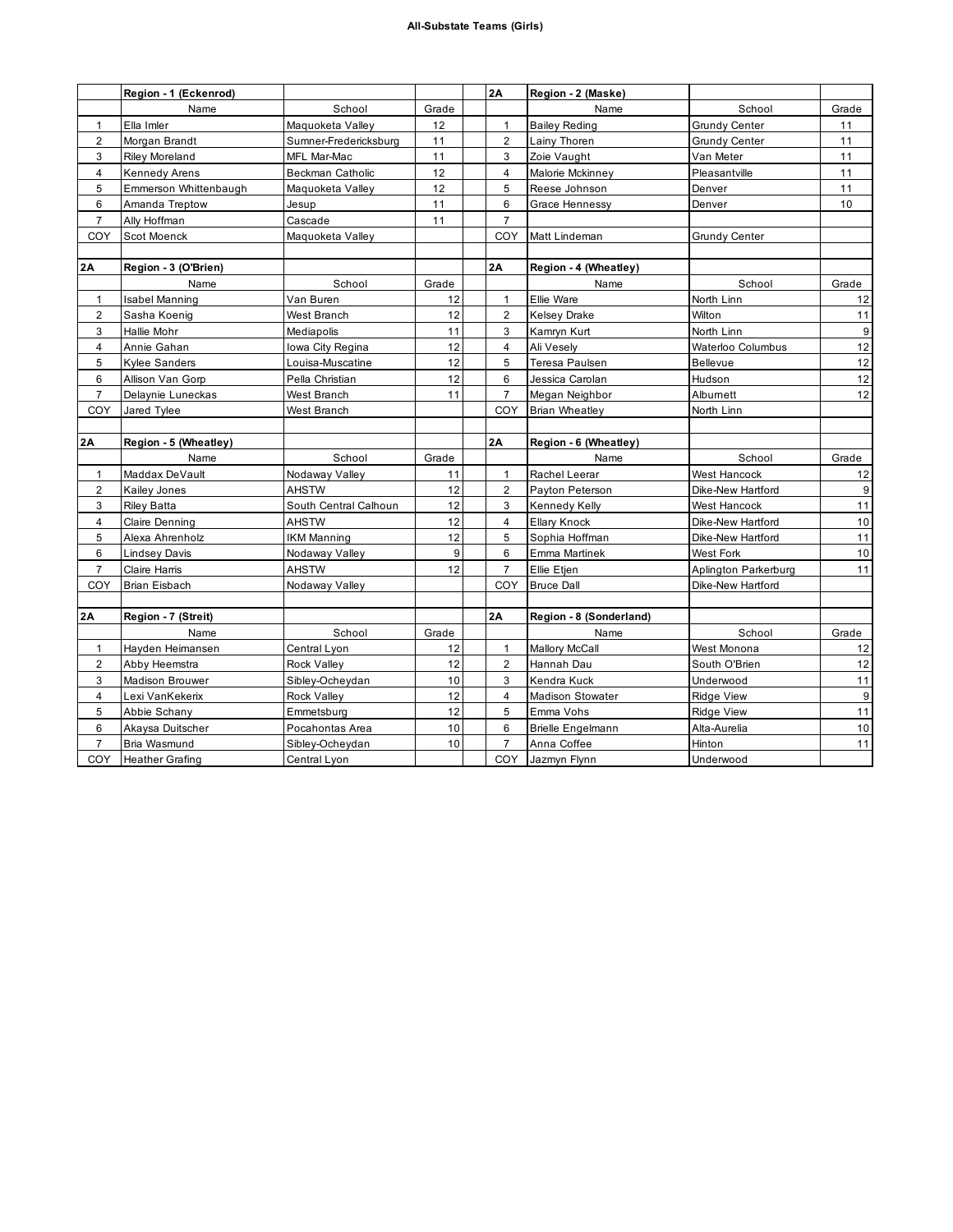# All-Substate Teams (Girls)

| | Region - 1 (Eckenrod) | | | | 2A | Region - 2 (Maske) | | |
|---|---|---|---|---|---|---|---|---|
| | Name | School | Grade | | | Name | School | Grade |
| 1 | Ella Imler | Maquoketa Valley | 12 | | 1 | Bailey Reding | Grundy Center | 11 |
| 2 | Morgan Brandt | Sumner-Fredericksburg | 11 | | 2 | Lainy Thoren | Grundy Center | 11 |
| 3 | Riley Moreland | MFL Mar-Mac | 11 | | 3 | Zoie Vaught | Van Meter | 11 |
| 4 | Kennedy Arens | Beckman Catholic | 12 | | 4 | Malorie Mckinney | Pleasantville | 11 |
| 5 | Emmerson Whittenbaugh | Maquoketa Valley | 12 | | 5 | Reese Johnson | Denver | 11 |
| 6 | Amanda Treptow | Jesup | 11 | | 6 | Grace Hennessy | Denver | 10 |
| 7 | Ally Hoffman | Cascade | 11 | | 7 | | | |
| COY | Scot Moenck | Maquoketa Valley | | | COY | Matt Lindeman | Grundy Center | |
| | | | | | | | | |
| 2A | Region - 3 (O'Brien) | | | | 2A | Region - 4 (Wheatley) | | |
| | Name | School | Grade | | | Name | School | Grade |
| 1 | Isabel Manning | Van Buren | 12 | | 1 | Ellie Ware | North Linn | 12 |
| 2 | Sasha Koenig | West Branch | 12 | | 2 | Kelsey Drake | Wilton | 11 |
| 3 | Hallie Mohr | Mediapolis | 11 | | 3 | Kamryn Kurt | North Linn | 9 |
| 4 | Annie Gahan | Iowa City Regina | 12 | | 4 | Ali Vesely | Waterloo Columbus | 12 |
| 5 | Kylee Sanders | Louisa-Muscatine | 12 | | 5 | Teresa Paulsen | Bellevue | 12 |
| 6 | Allison Van Gorp | Pella Christian | 12 | | 6 | Jessica Carolan | Hudson | 12 |
| 7 | Delaynie Luneckas | West Branch | 11 | | 7 | Megan Neighbor | Alburnett | 12 |
| COY | Jared Tylee | West Branch | | | COY | Brian Wheatley | North Linn | |
| | | | | | | | | |
| 2A | Region - 5 (Wheatley) | | | | 2A | Region - 6 (Wheatley) | | |
| | Name | School | Grade | | | Name | School | Grade |
| 1 | Maddax DeVault | Nodaway Valley | 11 | | 1 | Rachel Leerar | West Hancock | 12 |
| 2 | Kailey Jones | AHSTW | 12 | | 2 | Payton Peterson | Dike-New Hartford | 9 |
| 3 | Riley Batta | South Central Calhoun | 12 | | 3 | Kennedy Kelly | West Hancock | 11 |
| 4 | Claire Denning | AHSTW | 12 | | 4 | Ellary Knock | Dike-New Hartford | 10 |
| 5 | Alexa Ahrenholz | IKM Manning | 12 | | 5 | Sophia Hoffman | Dike-New Hartford | 11 |
| 6 | Lindsey Davis | Nodaway Valley | 9 | | 6 | Emma Martinek | West Fork | 10 |
| 7 | Claire Harris | AHSTW | 12 | | 7 | Ellie Etjen | Aplington Parkerburg | 11 |
| COY | Brian Eisbach | Nodaway Valley | | | COY | Bruce Dall | Dike-New Hartford | |
| | | | | | | | | |
| 2A | Region - 7 (Streit) | | | | 2A | Region - 8 (Sonderland) | | |
| | Name | School | Grade | | | Name | School | Grade |
| 1 | Hayden Heimansen | Central Lyon | 12 | | 1 | Mallory McCall | West Monona | 12 |
| 2 | Abby Heemstra | Rock Valley | 12 | | 2 | Hannah Dau | South O'Brien | 12 |
| 3 | Madison Brouwer | Sibley-Ocheydan | 10 | | 3 | Kendra Kuck | Underwood | 11 |
| 4 | Lexi VanKekerix | Rock Valley | 12 | | 4 | Madison Stowater | Ridge View | 9 |
| 5 | Abbie Schany | Emmetsburg | 12 | | 5 | Emma Vohs | Ridge View | 11 |
| 6 | Akaysa Duitscher | Pocahontas Area | 10 | | 6 | Brielle Engelmann | Alta-Aurelia | 10 |
| 7 | Bria Wasmund | Sibley-Ocheydan | 10 | | 7 | Anna Coffee | Hinton | 11 |
| COY | Heather Grafing | Central Lyon | | | COY | Jazmyn Flynn | Underwood | |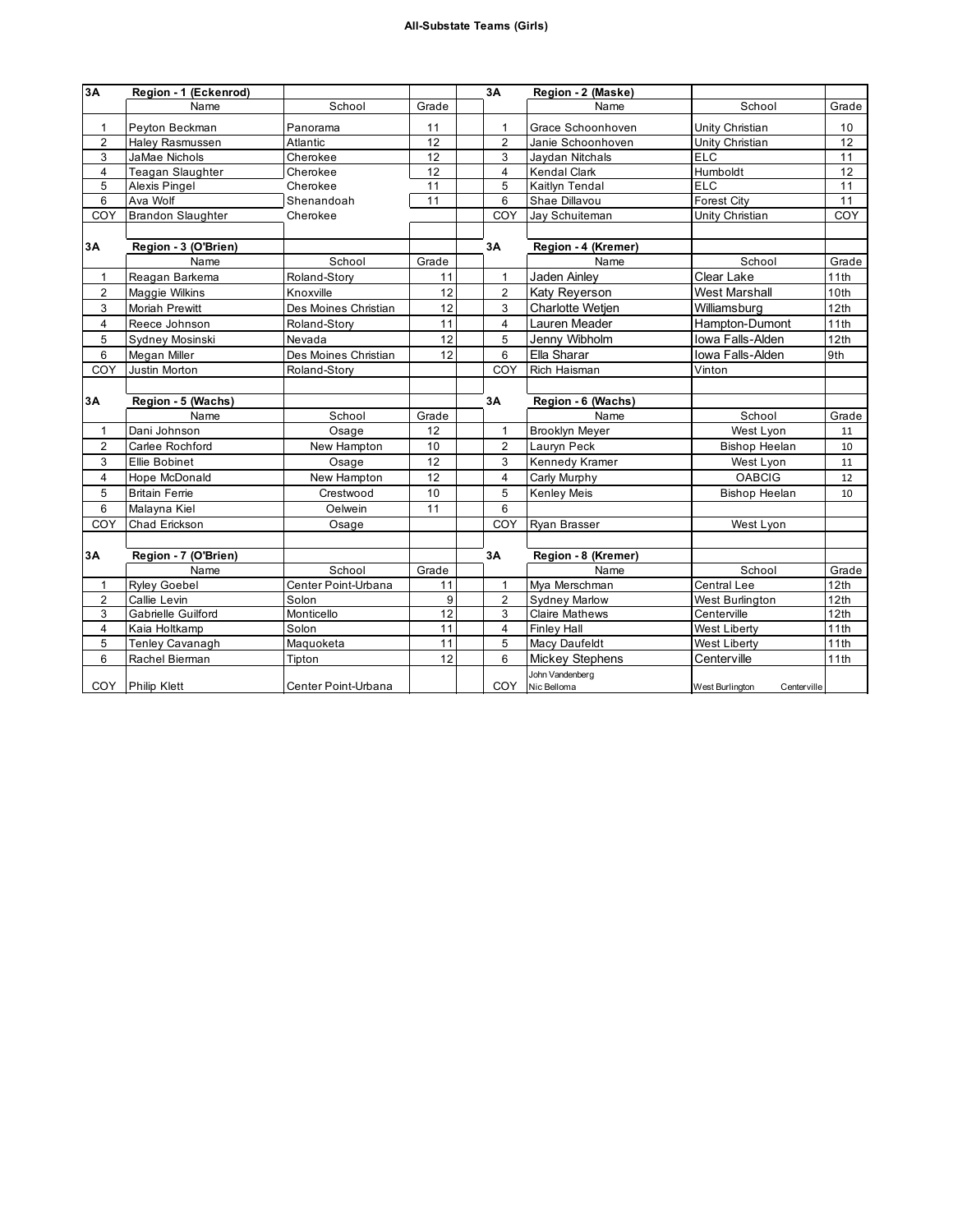# All-Substate Teams (Girls)

| 3A | Region - 1 (Eckenrod) | | | | 3A | Region - 2 (Maske) | | |
|---|---|---|---|---|---|---|---|---|
| | Name | School | Grade | | | Name | School | Grade |
| 1 | Peyton Beckman | Panorama | 11 | | 1 | Grace Schoonhoven | Unity Christian | 10 |
| 2 | Haley Rasmussen | Atlantic | 12 | | 2 | Janie Schoonhoven | Unity Christian | 12 |
| 3 | JaMae Nichols | Cherokee | 12 | | 3 | Jaydan Nitchals | ELC | 11 |
| 4 | Teagan Slaughter | Cherokee | 12 | | 4 | Kendal Clark | Humboldt | 12 |
| 5 | Alexis Pingel | Cherokee | 11 | | 5 | Kaitlyn Tendal | ELC | 11 |
| 6 | Ava Wolf | Shenandoah | 11 | | 6 | Shae Dillavou | Forest City | 11 |
| COY | Brandon Slaughter | Cherokee | | | COY | Jay Schuiteman | Unity Christian | COY |

| 3A | Region - 3 (O'Brien) | | | | 3A | Region - 4 (Kremer) | | |
|---|---|---|---|---|---|---|---|---|
| | Name | School | Grade | | | Name | School | Grade |
| 1 | Reagan Barkema | Roland-Story | 11 | | 1 | Jaden Ainley | Clear Lake | 11th |
| 2 | Maggie Wilkins | Knoxville | 12 | | 2 | Katy Reyerson | West Marshall | 10th |
| 3 | Moriah Prewitt | Des Moines Christian | 12 | | 3 | Charlotte Wetjen | Williamsburg | 12th |
| 4 | Reece Johnson | Roland-Story | 11 | | 4 | Lauren Meader | Hampton-Dumont | 11th |
| 5 | Sydney Mosinski | Nevada | 12 | | 5 | Jenny Wibholm | Iowa Falls-Alden | 12th |
| 6 | Megan Miller | Des Moines Christian | 12 | | 6 | Ella Sharar | Iowa Falls-Alden | 9th |
| COY | Justin Morton | Roland-Story | | | COY | Rich Haisman | Vinton | |

| 3A | Region - 5 (Wachs) | | | | 3A | Region - 6 (Wachs) | | |
|---|---|---|---|---|---|---|---|---|
| | Name | School | Grade | | | Name | School | Grade |
| 1 | Dani Johnson | Osage | 12 | | 1 | Brooklyn Meyer | West Lyon | 11 |
| 2 | Carlee Rochford | New Hampton | 10 | | 2 | Lauryn Peck | Bishop Heelan | 10 |
| 3 | Ellie Bobinet | Osage | 12 | | 3 | Kennedy Kramer | West Lyon | 11 |
| 4 | Hope McDonald | New Hampton | 12 | | 4 | Carly Murphy | OABCIG | 12 |
| 5 | Britain Ferrie | Crestwood | 10 | | 5 | Kenley Meis | Bishop Heelan | 10 |
| 6 | Malayna Kiel | Oelwein | 11 | | 6 | | | |
| COY | Chad Erickson | Osage | | | COY | Ryan Brasser | West Lyon | |

| 3A | Region - 7 (O'Brien) | | | | 3A | Region - 8 (Kremer) | | |
|---|---|---|---|---|---|---|---|---|
| | Name | School | Grade | | | Name | School | Grade |
| 1 | Ryley Goebel | Center Point-Urbana | 11 | | 1 | Mya Merschman | Central Lee | 12th |
| 2 | Callie Levin | Solon | 9 | | 2 | Sydney Marlow | West Burlington | 12th |
| 3 | Gabrielle Guilford | Monticello | 12 | | 3 | Claire Mathews | Centerville | 12th |
| 4 | Kaia Holtkamp | Solon | 11 | | 4 | Finley Hall | West Liberty | 11th |
| 5 | Tenley Cavanagh | Maquoketa | 11 | | 5 | Macy Daufeldt | West Liberty | 11th |
| 6 | Rachel Bierman | Tipton | 12 | | 6 | Mickey Stephens | Centerville | 11th |
| COY | Philip Klett | Center Point-Urbana | | | COY | John Vandenberg / Nic Belloma | West Burlington / Centerville | |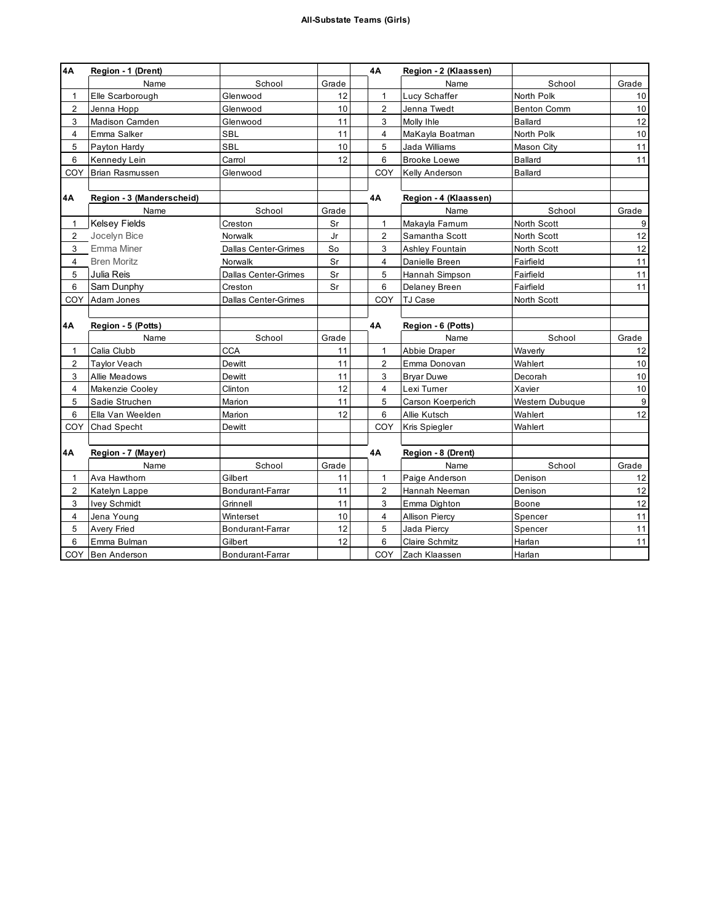# All-Substate Teams (Girls)

| 4A | Region - 1 (Drent) | | |
|---|---|---|---|
| | Name | School | Grade |
| 1 | Elle Scarborough | Glenwood | 12 |
| 2 | Jenna Hopp | Glenwood | 10 |
| 3 | Madison Camden | Glenwood | 11 |
| 4 | Emma Salker | SBL | 11 |
| 5 | Payton Hardy | SBL | 10 |
| 6 | Kennedy Lein | Carrol | 12 |
| COY | Brian Rasmussen | Glenwood | |

| 4A | Region - 2 (Klaassen) | | |
|---|---|---|---|
| | Name | School | Grade |
| 1 | Lucy Schaffer | North Polk | 10 |
| 2 | Jenna Twedt | Benton Comm | 10 |
| 3 | Molly Ihle | Ballard | 12 |
| 4 | MaKayla Boatman | North Polk | 10 |
| 5 | Jada Williams | Mason City | 11 |
| 6 | Brooke Loewe | Ballard | 11 |
| COY | Kelly Anderson | Ballard | |

| 4A | Region - 3 (Manderscheid) | | |
|---|---|---|---|
| | Name | School | Grade |
| 1 | Kelsey Fields | Creston | Sr |
| 2 | Jocelyn Bice | Norwalk | Jr |
| 3 | Emma Miner | Dallas Center-Grimes | So |
| 4 | Bren Moritz | Norwalk | Sr |
| 5 | Julia Reis | Dallas Center-Grimes | Sr |
| 6 | Sam Dunphy | Creston | Sr |
| COY | Adam Jones | Dallas Center-Grimes | |

| 4A | Region - 4 (Klaassen) | | |
|---|---|---|---|
| | Name | School | Grade |
| 1 | Makayla Farnum | North Scott | 9 |
| 2 | Samantha Scott | North Scott | 12 |
| 3 | Ashley Fountain | North Scott | 12 |
| 4 | Danielle Breen | Fairfield | 11 |
| 5 | Hannah Simpson | Fairfield | 11 |
| 6 | Delaney Breen | Fairfield | 11 |
| COY | TJ Case | North Scott | |

| 4A | Region - 5 (Potts) | | |
|---|---|---|---|
| | Name | School | Grade |
| 1 | Calia Clubb | CCA | 11 |
| 2 | Taylor Veach | Dewitt | 11 |
| 3 | Allie Meadows | Dewitt | 11 |
| 4 | Makenzie Cooley | Clinton | 12 |
| 5 | Sadie Struchen | Marion | 11 |
| 6 | Ella Van Weelden | Marion | 12 |
| COY | Chad Specht | Dewitt | |

| 4A | Region - 6 (Potts) | | |
|---|---|---|---|
| | Name | School | Grade |
| 1 | Abbie Draper | Waverly | 12 |
| 2 | Emma Donovan | Wahlert | 10 |
| 3 | Bryar Duwe | Decorah | 10 |
| 4 | Lexi Turner | Xavier | 10 |
| 5 | Carson Koerperich | Western Dubuque | 9 |
| 6 | Allie Kutsch | Wahlert | 12 |
| COY | Kris Spiegler | Wahlert | |

| 4A | Region - 7 (Mayer) | | |
|---|---|---|---|
| | Name | School | Grade |
| 1 | Ava Hawthorn | Gilbert | 11 |
| 2 | Katelyn Lappe | Bondurant-Farrar | 11 |
| 3 | Ivey Schmidt | Grinnell | 11 |
| 4 | Jena Young | Winterset | 10 |
| 5 | Avery Fried | Bondurant-Farrar | 12 |
| 6 | Emma Bulman | Gilbert | 12 |
| COY | Ben Anderson | Bondurant-Farrar | |

| 4A | Region - 8 (Drent) | | |
|---|---|---|---|
| | Name | School | Grade |
| 1 | Paige Anderson | Denison | 12 |
| 2 | Hannah Neeman | Denison | 12 |
| 3 | Emma Dighton | Boone | 12 |
| 4 | Allison Piercy | Spencer | 11 |
| 5 | Jada Piercy | Spencer | 11 |
| 6 | Claire Schmitz | Harlan | 11 |
| COY | Zach Klaassen | Harlan | |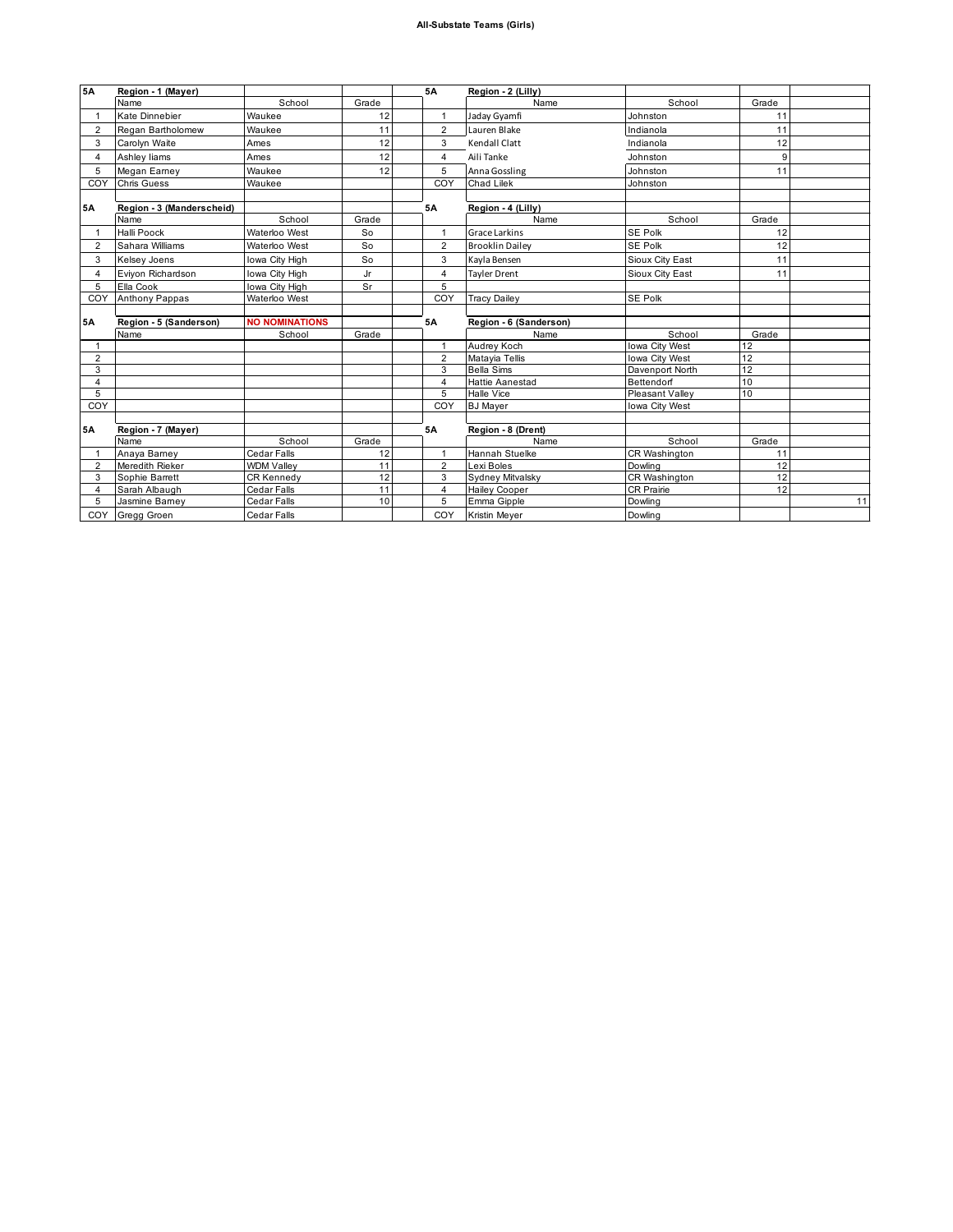#### All-Substate Teams (Girls)

| 5A | Region - 1 (Mayer) | | | | 5A | Region - 2 (Lilly) | | | |
|---|---|---|---|---|---|---|---|---|---|
| | Name | School | Grade | | | Name | School | Grade | |
| 1 | Kate Dinnebier | Waukee | 12 | | 1 | Jaday Gyamfi | Johnston | 11 | |
| 2 | Regan Bartholomew | Waukee | 11 | | 2 | Lauren Blake | Indianola | 11 | |
| 3 | Carolyn Waite | Ames | 12 | | 3 | Kendall Clatt | Indianola | 12 | |
| 4 | Ashley Iiams | Ames | 12 | | 4 | Aili Tanke | Johnston | 9 | |
| 5 | Megan Earney | Waukee | 12 | | 5 | Anna Gossling | Johnston | 11 | |
| COY | Chris Guess | Waukee | | | COY | Chad Lilek | Johnston | | |
| | | | | | | | | | |
| 5A | Region - 3 (Manderscheid) | | | | 5A | Region - 4 (Lilly) | | | |
| | Name | School | Grade | | | Name | School | Grade | |
| 1 | Halli Poock | Waterloo West | So | | 1 | Grace Larkins | SE Polk | 12 | |
| 2 | Sahara Williams | Waterloo West | So | | 2 | Brooklin Dailey | SE Polk | 12 | |
| 3 | Kelsey Joens | Iowa City High | So | | 3 | Kayla Bensen | Sioux City East | 11 | |
| 4 | Eviyon Richardson | Iowa City High | Jr | | 4 | Tayler Drent | Sioux City East | 11 | |
| 5 | Ella Cook | Iowa City High | Sr | | 5 | | | | |
| COY | Anthony Pappas | Waterloo West | | | COY | Tracy Dailey | SE Polk | | |
| | | | | | | | | | |
| 5A | Region - 5 (Sanderson) | NO NOMINATIONS | | | 5A | Region - 6 (Sanderson) | | | |
| | Name | School | Grade | | | Name | School | Grade | |
| 1 | | | | | 1 | Audrey Koch | Iowa City West | 12 | |
| 2 | | | | | 2 | Matayia Tellis | Iowa City West | 12 | |
| 3 | | | | | 3 | Bella Sims | Davenport North | 12 | |
| 4 | | | | | 4 | Hattie Aanestad | Bettendorf | 10 | |
| 5 | | | | | 5 | Halle Vice | Pleasant Valley | 10 | |
| COY | | | | | COY | BJ Mayer | Iowa City West | | |
| | | | | | | | | | |
| 5A | Region - 7 (Mayer) | | | | 5A | Region - 8 (Drent) | | | |
| | Name | School | Grade | | | Name | School | Grade | |
| 1 | Anaya Barney | Cedar Falls | 12 | | 1 | Hannah Stuelke | CR Washington | 11 | |
| 2 | Meredith Rieker | WDM Valley | 11 | | 2 | Lexi Boles | Dowling | 12 | |
| 3 | Sophie Barrett | CR Kennedy | 12 | | 3 | Sydney Mitvalsky | CR Washington | 12 | |
| 4 | Sarah Albaugh | Cedar Falls | 11 | | 4 | Hailey Cooper | CR Prairie | 12 | |
| 5 | Jasmine Barney | Cedar Falls | 10 | | 5 | Emma Gipple | Dowling | | 11 |
| COY | Gregg Groen | Cedar Falls | | | COY | Kristin Meyer | Dowling | | |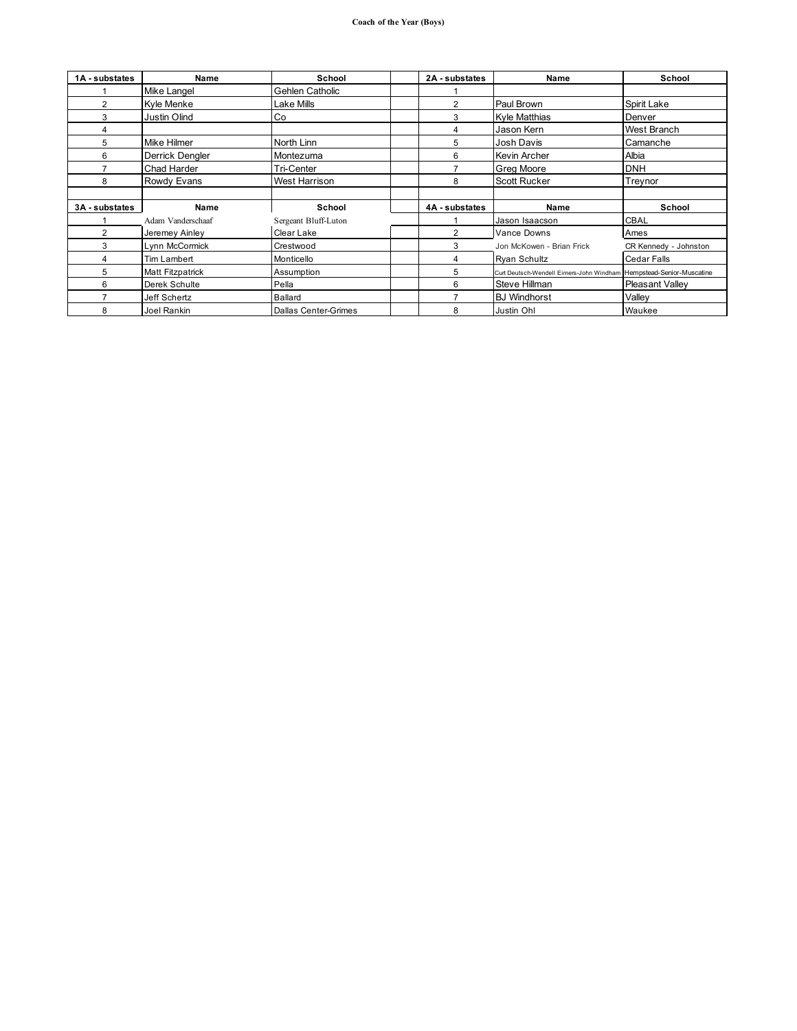# Coach of the Year (Boys)

| 1A - substates | Name | School | | 2A - substates | Name | School |
|---|---|---|---|---|---|---|
| 1 | Mike Langel | Gehlen Catholic | | 1 | | |
| 2 | Kyle Menke | Lake Mills | | 2 | Paul Brown | Spirit Lake |
| 3 | Justin Olind | Co | | 3 | Kyle Matthias | Denver |
| 4 | | | | 4 | Jason Kern | West Branch |
| 5 | Mike Hilmer | North Linn | | 5 | Josh Davis | Camanche |
| 6 | Derrick Dengler | Montezuma | | 6 | Kevin Archer | Albia |
| 7 | Chad Harder | Tri-Center | | 7 | Greg Moore | DNH |
| 8 | Rowdy Evans | West Harrison | | 8 | Scott Rucker | Treynor |
| | | | | | | |
| **3A - substates** | **Name** | **School** | | **4A - substates** | **Name** | **School** |
| 1 | Adam Vanderschaaf | Sergeant Bluff-Luton | | 1 | Jason Isaacson | CBAL |
| 2 | Jeremey Ainley | Clear Lake | | 2 | Vance Downs | Ames |
| 3 | Lynn McCormick | Crestwood | | 3 | Jon McKowen - Brian Frick | CR Kennedy - Johnston |
| 4 | Tim Lambert | Monticello | | 4 | Ryan Schultz | Cedar Falls |
| 5 | Matt Fitzpatrick | Assumption | | 5 | Curt Deutsch-Wendell Eimers-John Windham | Hempstead-Senior-Muscatine |
| 6 | Derek Schulte | Pella | | 6 | Steve Hillman | Pleasant Valley |
| 7 | Jeff Schertz | Ballard | | 7 | BJ Windhorst | Valley |
| 8 | Joel Rankin | Dallas Center-Grimes | | 8 | Justin Ohl | Waukee |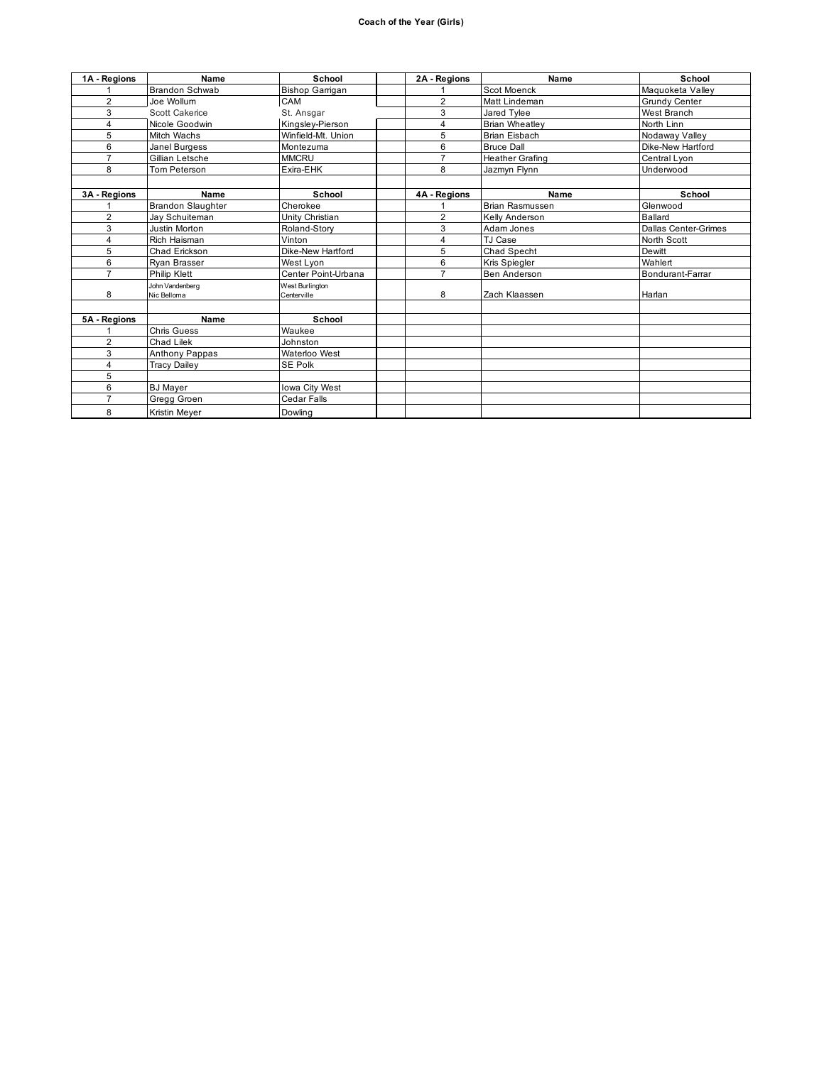**Coach of the Year (Girls)**

| 1A - Regions | Name | School | | 2A - Regions | Name | School |
|---|---|---|---|---|---|---|
| 1 | Brandon Schwab | Bishop Garrigan | | 1 | Scot Moenck | Maquoketa Valley |
| 2 | Joe Wollum | CAM | | 2 | Matt Lindeman | Grundy Center |
| 3 | Scott Cakerice | St. Ansgar | | 3 | Jared Tylee | West Branch |
| 4 | Nicole Goodwin | Kingsley-Pierson | | 4 | Brian Wheatley | North Linn |
| 5 | Mitch Wachs | Winfield-Mt. Union | | 5 | Brian Eisbach | Nodaway Valley |
| 6 | Janel Burgess | Montezuma | | 6 | Bruce Dall | Dike-New Hartford |
| 7 | Gillian Letsche | MMCRU | | 7 | Heather Grafing | Central Lyon |
| 8 | Tom Peterson | Exira-EHK | | 8 | Jazmyn Flynn | Underwood |
| | | | | | | |
| **3A - Regions** | **Name** | **School** | | **4A - Regions** | **Name** | **School** |
| 1 | Brandon Slaughter | Cherokee | | 1 | Brian Rasmussen | Glenwood |
| 2 | Jay Schuiteman | Unity Christian | | 2 | Kelly Anderson | Ballard |
| 3 | Justin Morton | Roland-Story | | 3 | Adam Jones | Dallas Center-Grimes |
| 4 | Rich Haisman | Vinton | | 4 | TJ Case | North Scott |
| 5 | Chad Erickson | Dike-New Hartford | | 5 | Chad Specht | Dewitt |
| 6 | Ryan Brasser | West Lyon | | 6 | Kris Spiegler | Wahlert |
| 7 | Philip Klett | Center Point-Urbana | | 7 | Ben Anderson | Bondurant-Farrar |
| 8 | John Vandenberg<br>Nic Belloma | West Burlington<br>Centerville | | 8 | Zach Klaassen | Harlan |
| | | | | | | |
| **5A - Regions** | **Name** | **School** | | | | |
| 1 | Chris Guess | Waukee | | | | |
| 2 | Chad Lilek | Johnston | | | | |
| 3 | Anthony Pappas | Waterloo West | | | | |
| 4 | Tracy Dailey | SE Polk | | | | |
| 5 | | | | | | |
| 6 | BJ Mayer | Iowa City West | | | | |
| 7 | Gregg Groen | Cedar Falls | | | | |
| 8 | Kristin Meyer | Dowling | | | | |